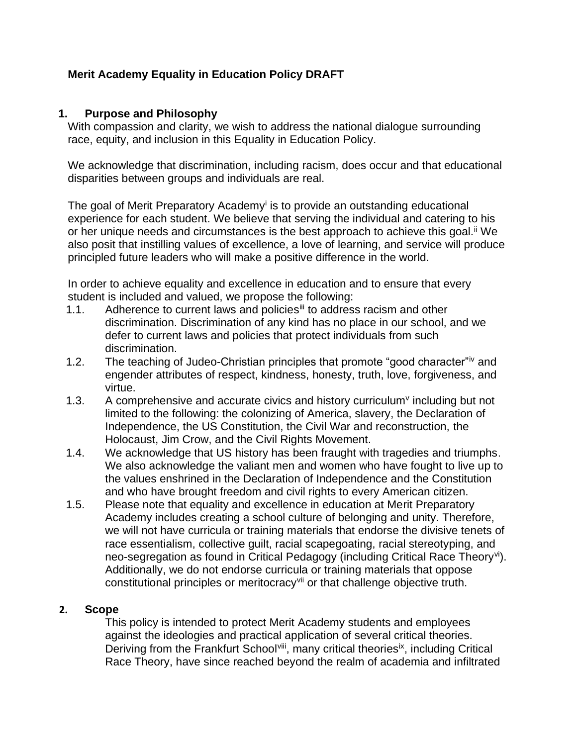**Merit Academy Equality in Education Policy DRAFT**

## 1. Purpose and Philosophy

With compassion and clarity, we wish to address the national dialogue surrounding race, equity, and inclusion in this Equality in Education Policy.

We acknowledge that discrimination, including racism, does occur and that educational disparities between groups and individuals are real.

The goal of Merit Preparatory Academy[i] is to provide an outstanding educational experience for each student. We believe that serving the individual and catering to his or her unique needs and circumstances is the best approach to achieve this goal.[ii] We also posit that instilling values of excellence, a love of learning, and service will produce principled future leaders who will make a positive difference in the world.

In order to achieve equality and excellence in education and to ensure that every student is included and valued, we propose the following:

1.1. Adherence to current laws and policies[iii] to address racism and other discrimination. Discrimination of any kind has no place in our school, and we defer to current laws and policies that protect individuals from such discrimination.

1.2. The teaching of Judeo-Christian principles that promote "good character"[iv] and engender attributes of respect, kindness, honesty, truth, love, forgiveness, and virtue.

1.3. A comprehensive and accurate civics and history curriculum[v] including but not limited to the following: the colonizing of America, slavery, the Declaration of Independence, the US Constitution, the Civil War and reconstruction, the Holocaust, Jim Crow, and the Civil Rights Movement.

1.4. We acknowledge that US history has been fraught with tragedies and triumphs. We also acknowledge the valiant men and women who have fought to live up to the values enshrined in the Declaration of Independence and the Constitution and who have brought freedom and civil rights to every American citizen.

1.5. Please note that equality and excellence in education at Merit Preparatory Academy includes creating a school culture of belonging and unity. Therefore, we will not have curricula or training materials that endorse the divisive tenets of race essentialism, collective guilt, racial scapegoating, racial stereotyping, and neo-segregation as found in Critical Pedagogy (including Critical Race Theory[vi]). Additionally, we do not endorse curricula or training materials that oppose constitutional principles or meritocracy[vii] or that challenge objective truth.

## 2. Scope

This policy is intended to protect Merit Academy students and employees against the ideologies and practical application of several critical theories. Deriving from the Frankfurt School[viii], many critical theories[ix], including Critical Race Theory, have since reached beyond the realm of academia and infiltrated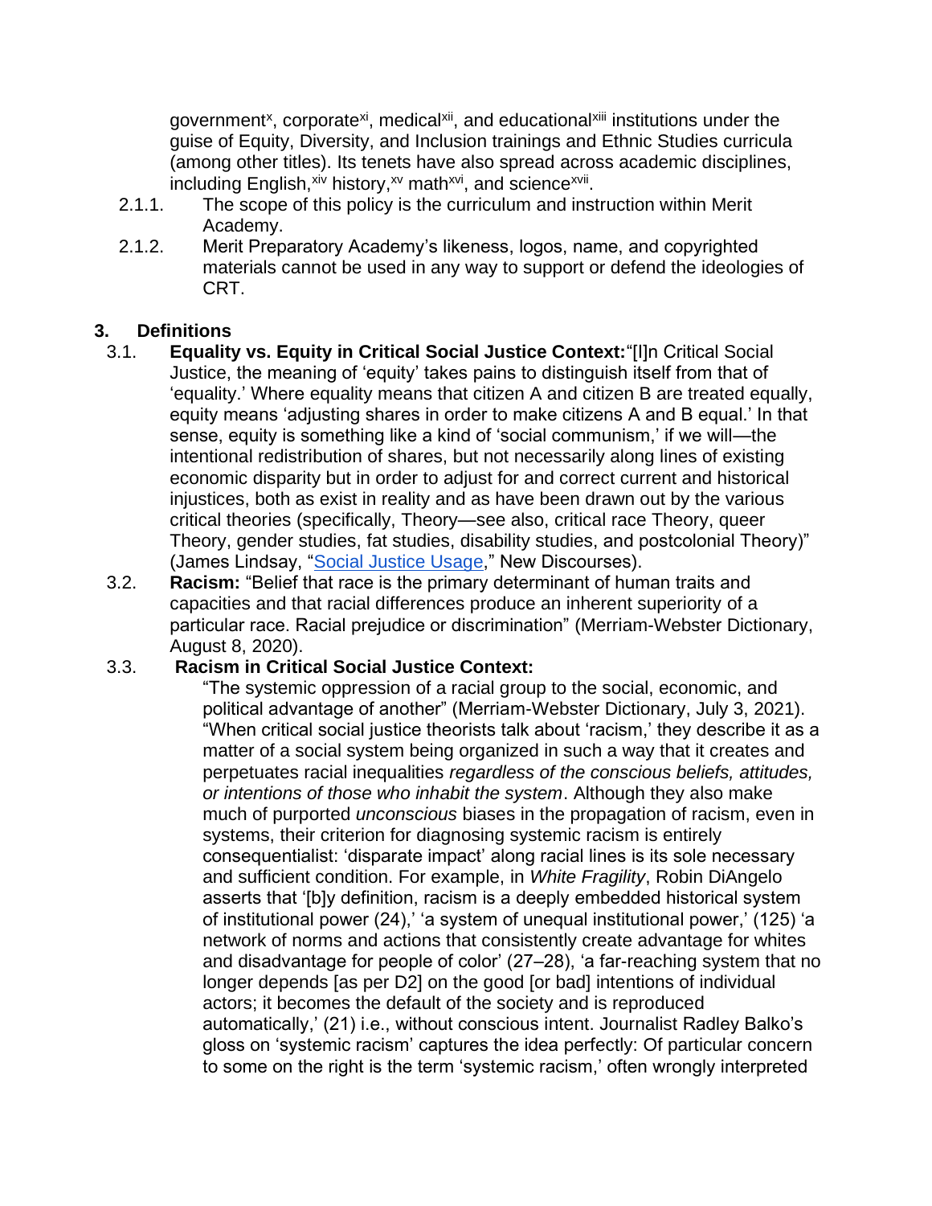government[x], corporate[xi], medical[xii], and educational[xiii] institutions under the guise of Equity, Diversity, and Inclusion trainings and Ethnic Studies curricula (among other titles). Its tenets have also spread across academic disciplines, including English,[xiv] history,[xv] math[xvi], and science[xvii].

2.1.1. The scope of this policy is the curriculum and instruction within Merit Academy.

2.1.2. Merit Preparatory Academy's likeness, logos, name, and copyrighted materials cannot be used in any way to support or defend the ideologies of CRT.

## 3. Definitions

3.1. **Equality vs. Equity in Critical Social Justice Context:** "[I]n Critical Social Justice, the meaning of 'equity' takes pains to distinguish itself from that of 'equality.' Where equality means that citizen A and citizen B are treated equally, equity means 'adjusting shares in order to make citizens A and B equal.' In that sense, equity is something like a kind of 'social communism,' if we will—the intentional redistribution of shares, but not necessarily along lines of existing economic disparity but in order to adjust for and correct current and historical injustices, both as exist in reality and as have been drawn out by the various critical theories (specifically, Theory—see also, critical race Theory, queer Theory, gender studies, fat studies, disability studies, and postcolonial Theory)" (James Lindsay, "Social Justice Usage," New Discourses).

3.2. **Racism:** "Belief that race is the primary determinant of human traits and capacities and that racial differences produce an inherent superiority of a particular race. Racial prejudice or discrimination" (Merriam-Webster Dictionary, August 8, 2020).

3.3. **Racism in Critical Social Justice Context:**

"The systemic oppression of a racial group to the social, economic, and political advantage of another" (Merriam-Webster Dictionary, July 3, 2021). "When critical social justice theorists talk about 'racism,' they describe it as a matter of a social system being organized in such a way that it creates and perpetuates racial inequalities *regardless of the conscious beliefs, attitudes, or intentions of those who inhabit the system*. Although they also make much of purported *unconscious* biases in the propagation of racism, even in systems, their criterion for diagnosing systemic racism is entirely consequentialist: 'disparate impact' along racial lines is its sole necessary and sufficient condition. For example, in *White Fragility*, Robin DiAngelo asserts that '[b]y definition, racism is a deeply embedded historical system of institutional power (24),' 'a system of unequal institutional power,' (125) 'a network of norms and actions that consistently create advantage for whites and disadvantage for people of color' (27–28), 'a far-reaching system that no longer depends [as per D2] on the good [or bad] intentions of individual actors; it becomes the default of the society and is reproduced automatically,' (21) i.e., without conscious intent. Journalist Radley Balko's gloss on 'systemic racism' captures the idea perfectly: Of particular concern to some on the right is the term 'systemic racism,' often wrongly interpreted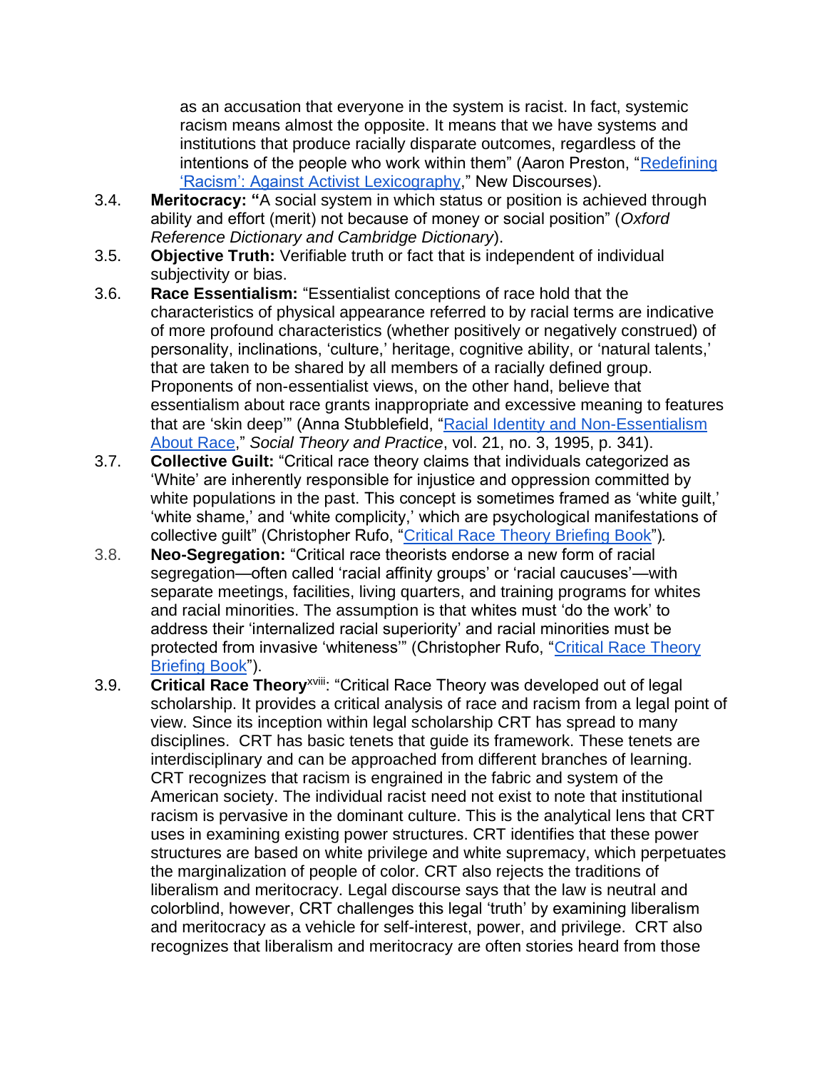as an accusation that everyone in the system is racist. In fact, systemic racism means almost the opposite. It means that we have systems and institutions that produce racially disparate outcomes, regardless of the intentions of the people who work within them" (Aaron Preston, "Redefining 'Racism': Against Activist Lexicography," New Discourses).

3.4. **Meritocracy: "**A social system in which status or position is achieved through ability and effort (merit) not because of money or social position" (*Oxford Reference Dictionary and Cambridge Dictionary*).

3.5. **Objective Truth:** Verifiable truth or fact that is independent of individual subjectivity or bias.

3.6. **Race Essentialism:** "Essentialist conceptions of race hold that the characteristics of physical appearance referred to by racial terms are indicative of more profound characteristics (whether positively or negatively construed) of personality, inclinations, 'culture,' heritage, cognitive ability, or 'natural talents,' that are taken to be shared by all members of a racially defined group. Proponents of non-essentialist views, on the other hand, believe that essentialism about race grants inappropriate and excessive meaning to features that are 'skin deep'" (Anna Stubblefield, "Racial Identity and Non-Essentialism About Race," *Social Theory and Practice*, vol. 21, no. 3, 1995, p. 341).

3.7. **Collective Guilt:** "Critical race theory claims that individuals categorized as 'White' are inherently responsible for injustice and oppression committed by white populations in the past. This concept is sometimes framed as 'white guilt,' 'white shame,' and 'white complicity,' which are psychological manifestations of collective guilt" (Christopher Rufo, "Critical Race Theory Briefing Book")*.*

3.8. **Neo-Segregation:** "Critical race theorists endorse a new form of racial segregation—often called 'racial affinity groups' or 'racial caucuses'—with separate meetings, facilities, living quarters, and training programs for whites and racial minorities. The assumption is that whites must 'do the work' to address their 'internalized racial superiority' and racial minorities must be protected from invasive 'whiteness'" (Christopher Rufo, "Critical Race Theory Briefing Book").

3.9. **Critical Race Theory**[xviii]: "Critical Race Theory was developed out of legal scholarship. It provides a critical analysis of race and racism from a legal point of view. Since its inception within legal scholarship CRT has spread to many disciplines. CRT has basic tenets that guide its framework. These tenets are interdisciplinary and can be approached from different branches of learning. CRT recognizes that racism is engrained in the fabric and system of the American society. The individual racist need not exist to note that institutional racism is pervasive in the dominant culture. This is the analytical lens that CRT uses in examining existing power structures. CRT identifies that these power structures are based on white privilege and white supremacy, which perpetuates the marginalization of people of color. CRT also rejects the traditions of liberalism and meritocracy. Legal discourse says that the law is neutral and colorblind, however, CRT challenges this legal 'truth' by examining liberalism and meritocracy as a vehicle for self-interest, power, and privilege. CRT also recognizes that liberalism and meritocracy are often stories heard from those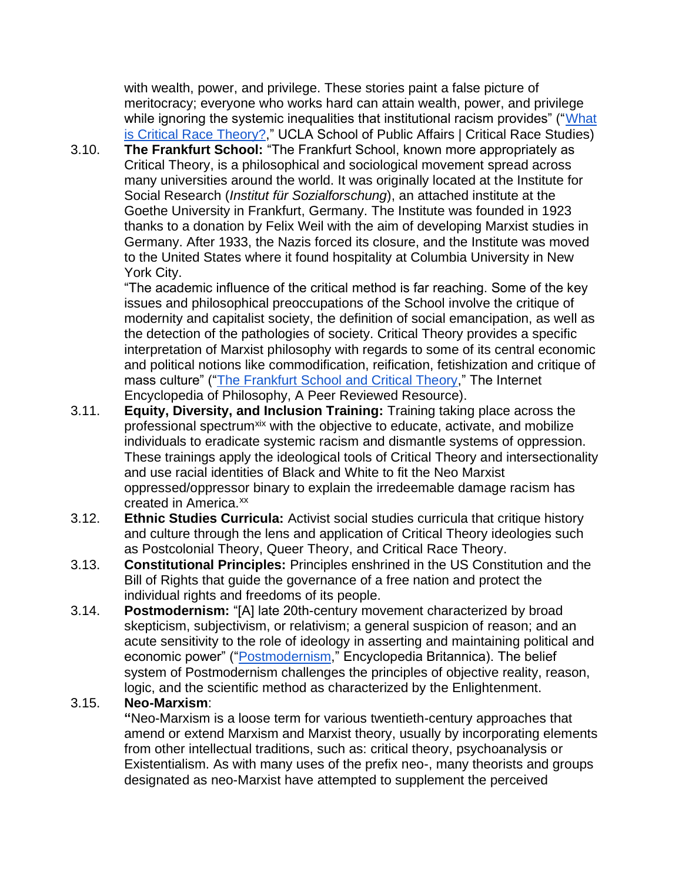with wealth, power, and privilege. These stories paint a false picture of meritocracy; everyone who works hard can attain wealth, power, and privilege while ignoring the systemic inequalities that institutional racism provides" ("[What is Critical Race Theory?](#)," UCLA School of Public Affairs | Critical Race Studies)

3.10. **The Frankfurt School:** "The Frankfurt School, known more appropriately as Critical Theory, is a philosophical and sociological movement spread across many universities around the world. It was originally located at the Institute for Social Research (*Institut für Sozialforschung*), an attached institute at the Goethe University in Frankfurt, Germany. The Institute was founded in 1923 thanks to a donation by Felix Weil with the aim of developing Marxist studies in Germany. After 1933, the Nazis forced its closure, and the Institute was moved to the United States where it found hospitality at Columbia University in New York City.

"The academic influence of the critical method is far reaching. Some of the key issues and philosophical preoccupations of the School involve the critique of modernity and capitalist society, the definition of social emancipation, as well as the detection of the pathologies of society. Critical Theory provides a specific interpretation of Marxist philosophy with regards to some of its central economic and political notions like commodification, reification, fetishization and critique of mass culture" ("[The Frankfurt School and Critical Theory](#)," The Internet Encyclopedia of Philosophy, A Peer Reviewed Resource).

3.11. **Equity, Diversity, and Inclusion Training:** Training taking place across the professional spectrum[xix] with the objective to educate, activate, and mobilize individuals to eradicate systemic racism and dismantle systems of oppression. These trainings apply the ideological tools of Critical Theory and intersectionality and use racial identities of Black and White to fit the Neo Marxist oppressed/oppressor binary to explain the irredeemable damage racism has created in America.[xx]

3.12. **Ethnic Studies Curricula:** Activist social studies curricula that critique history and culture through the lens and application of Critical Theory ideologies such as Postcolonial Theory, Queer Theory, and Critical Race Theory.

3.13. **Constitutional Principles:** Principles enshrined in the US Constitution and the Bill of Rights that guide the governance of a free nation and protect the individual rights and freedoms of its people.

3.14. **Postmodernism:** "[A] late 20th-century movement characterized by broad skepticism, subjectivism, or relativism; a general suspicion of reason; and an acute sensitivity to the role of ideology in asserting and maintaining political and economic power" ("[Postmodernism](#)," Encyclopedia Britannica). The belief system of Postmodernism challenges the principles of objective reality, reason, logic, and the scientific method as characterized by the Enlightenment.

3.15. **Neo-Marxism**:

**"**Neo-Marxism is a loose term for various twentieth-century approaches that amend or extend Marxism and Marxist theory, usually by incorporating elements from other intellectual traditions, such as: critical theory, psychoanalysis or Existentialism. As with many uses of the prefix neo-, many theorists and groups designated as neo-Marxist have attempted to supplement the perceived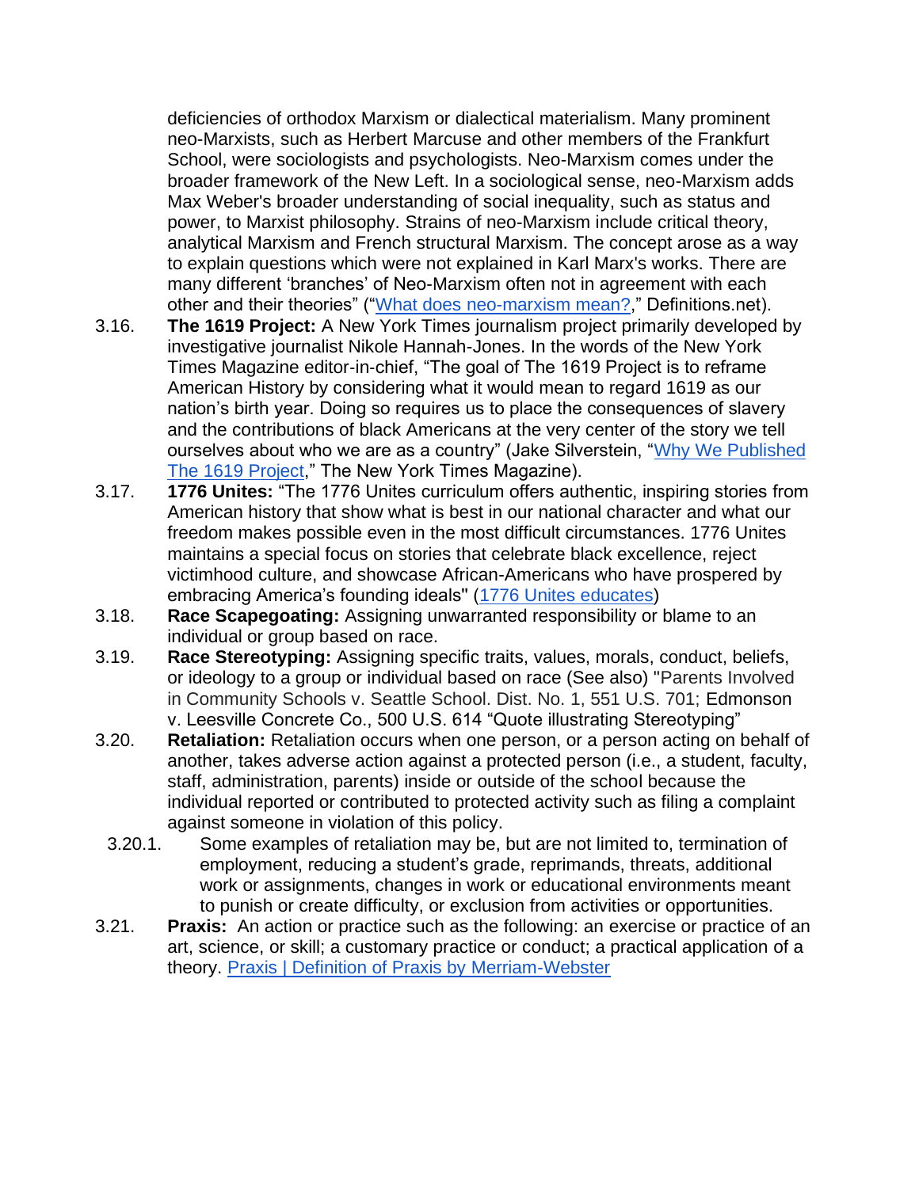deficiencies of orthodox Marxism or dialectical materialism. Many prominent neo-Marxists, such as Herbert Marcuse and other members of the Frankfurt School, were sociologists and psychologists. Neo-Marxism comes under the broader framework of the New Left. In a sociological sense, neo-Marxism adds Max Weber's broader understanding of social inequality, such as status and power, to Marxist philosophy. Strains of neo-Marxism include critical theory, analytical Marxism and French structural Marxism. The concept arose as a way to explain questions which were not explained in Karl Marx's works. There are many different 'branches' of Neo-Marxism often not in agreement with each other and their theories" ("[What does neo-marxism mean?](),” Definitions.net).

3.16. **The 1619 Project:** A New York Times journalism project primarily developed by investigative journalist Nikole Hannah-Jones. In the words of the New York Times Magazine editor-in-chief, "The goal of The 1619 Project is to reframe American History by considering what it would mean to regard 1619 as our nation's birth year. Doing so requires us to place the consequences of slavery and the contributions of black Americans at the very center of the story we tell ourselves about who we are as a country" (Jake Silverstein, "[Why We Published The 1619 Project](),” The New York Times Magazine).

3.17. **1776 Unites:** "The 1776 Unites curriculum offers authentic, inspiring stories from American history that show what is best in our national character and what our freedom makes possible even in the most difficult circumstances. 1776 Unites maintains a special focus on stories that celebrate black excellence, reject victimhood culture, and showcase African-Americans who have prospered by embracing America's founding ideals" ([1776 Unites educates]())

3.18. **Race Scapegoating:** Assigning unwarranted responsibility or blame to an individual or group based on race.

3.19. **Race Stereotyping:** Assigning specific traits, values, morals, conduct, beliefs, or ideology to a group or individual based on race (See also) "Parents Involved in Community Schools v. Seattle School. Dist. No. 1, 551 U.S. 701; Edmonson v. Leesville Concrete Co., 500 U.S. 614 "Quote illustrating Stereotyping"

3.20. **Retaliation:** Retaliation occurs when one person, or a person acting on behalf of another, takes adverse action against a protected person (i.e., a student, faculty, staff, administration, parents) inside or outside of the school because the individual reported or contributed to protected activity such as filing a complaint against someone in violation of this policy.

3.20.1. Some examples of retaliation may be, but are not limited to, termination of employment, reducing a student's grade, reprimands, threats, additional work or assignments, changes in work or educational environments meant to punish or create difficulty, or exclusion from activities or opportunities.

3.21. **Praxis:** An action or practice such as the following: an exercise or practice of an art, science, or skill; a customary practice or conduct; a practical application of a theory. [Praxis | Definition of Praxis by Merriam-Webster]()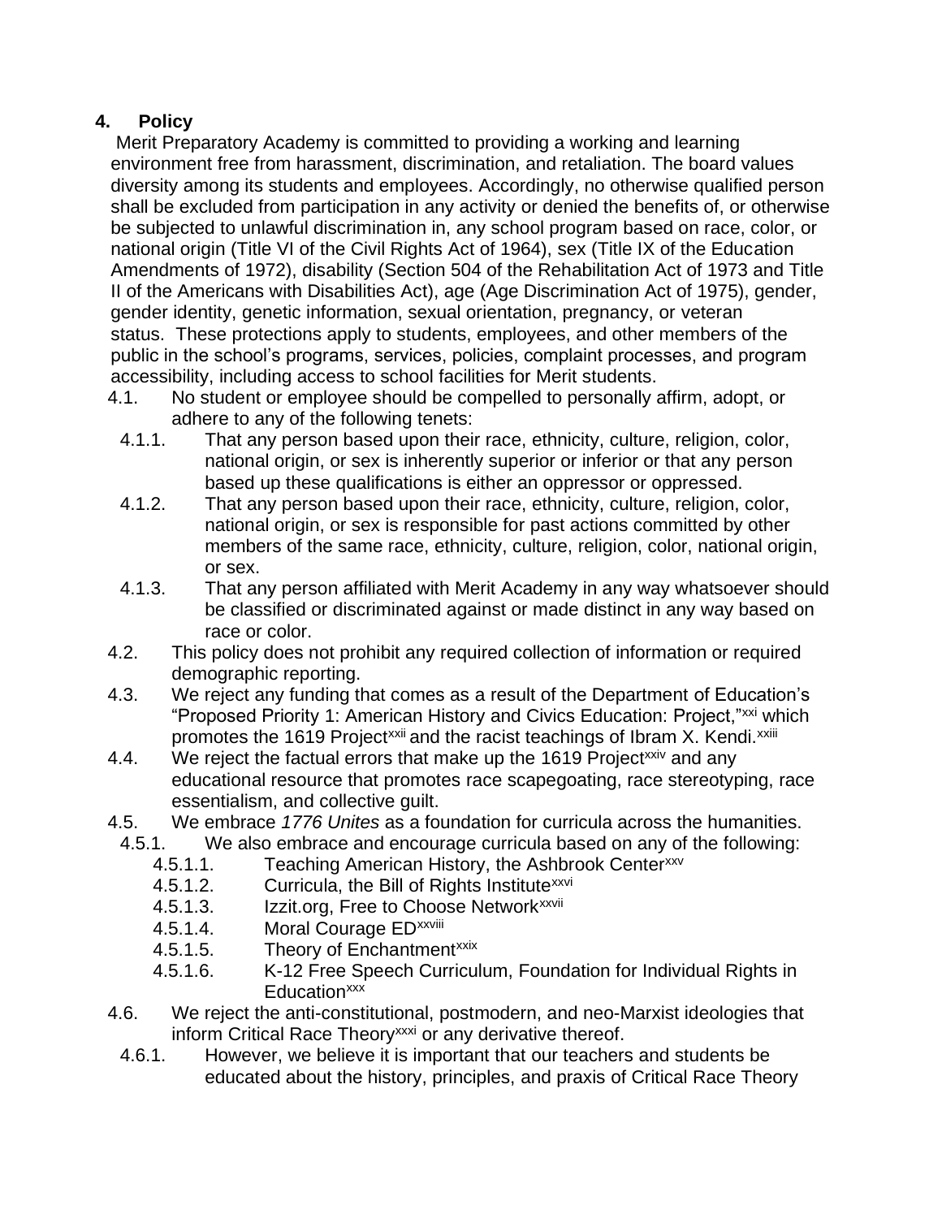## 4. Policy

Merit Preparatory Academy is committed to providing a working and learning environment free from harassment, discrimination, and retaliation. The board values diversity among its students and employees. Accordingly, no otherwise qualified person shall be excluded from participation in any activity or denied the benefits of, or otherwise be subjected to unlawful discrimination in, any school program based on race, color, or national origin (Title VI of the Civil Rights Act of 1964), sex (Title IX of the Education Amendments of 1972), disability (Section 504 of the Rehabilitation Act of 1973 and Title II of the Americans with Disabilities Act), age (Age Discrimination Act of 1975), gender, gender identity, genetic information, sexual orientation, pregnancy, or veteran status. These protections apply to students, employees, and other members of the public in the school's programs, services, policies, complaint processes, and program accessibility, including access to school facilities for Merit students.

4.1. No student or employee should be compelled to personally affirm, adopt, or adhere to any of the following tenets:

4.1.1. That any person based upon their race, ethnicity, culture, religion, color, national origin, or sex is inherently superior or inferior or that any person based up these qualifications is either an oppressor or oppressed.

4.1.2. That any person based upon their race, ethnicity, culture, religion, color, national origin, or sex is responsible for past actions committed by other members of the same race, ethnicity, culture, religion, color, national origin, or sex.

4.1.3. That any person affiliated with Merit Academy in any way whatsoever should be classified or discriminated against or made distinct in any way based on race or color.

4.2. This policy does not prohibit any required collection of information or required demographic reporting.

4.3. We reject any funding that comes as a result of the Department of Education's "Proposed Priority 1: American History and Civics Education: Project,"[xxi] which promotes the 1619 Project[xxii] and the racist teachings of Ibram X. Kendi.[xxiii]

4.4. We reject the factual errors that make up the 1619 Project[xxiv] and any educational resource that promotes race scapegoating, race stereotyping, race essentialism, and collective guilt.

4.5. We embrace *1776 Unites* as a foundation for curricula across the humanities.

4.5.1. We also embrace and encourage curricula based on any of the following:

4.5.1.1. Teaching American History, the Ashbrook Center[xxv]

4.5.1.2. Curricula, the Bill of Rights Institute[xxvi]

4.5.1.3. Izzit.org, Free to Choose Network[xxvii]

4.5.1.4. Moral Courage ED[xxviii]

4.5.1.5. Theory of Enchantment[xxix]

4.5.1.6. K-12 Free Speech Curriculum, Foundation for Individual Rights in Education[xxx]

4.6. We reject the anti-constitutional, postmodern, and neo-Marxist ideologies that inform Critical Race Theory[xxxi] or any derivative thereof.

4.6.1. However, we believe it is important that our teachers and students be educated about the history, principles, and praxis of Critical Race Theory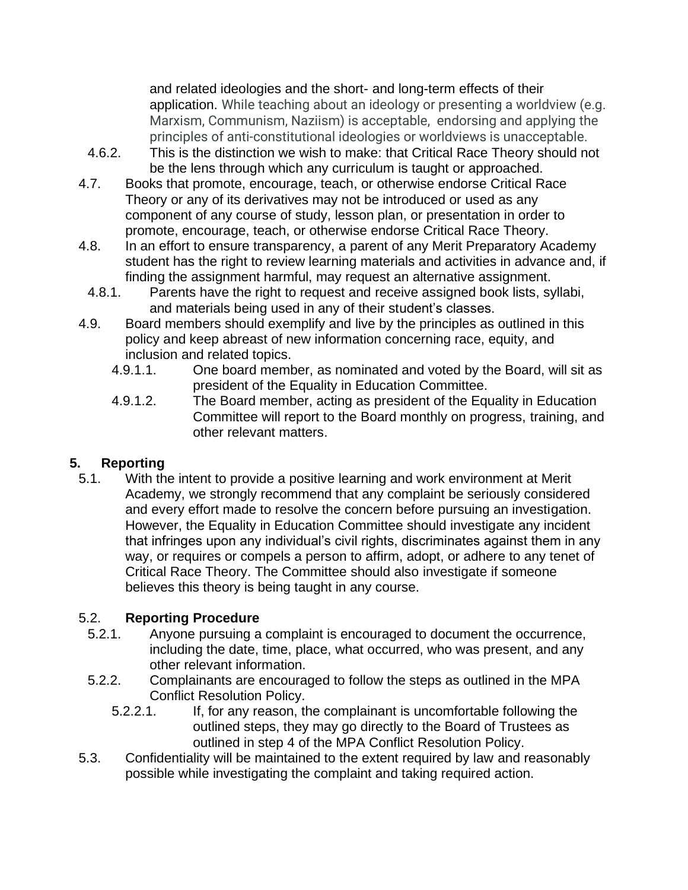and related ideologies and the short- and long-term effects of their application. While teaching about an ideology or presenting a worldview (e.g. Marxism, Communism, Naziism) is acceptable, endorsing and applying the principles of anti-constitutional ideologies or worldviews is unacceptable.

4.6.2. This is the distinction we wish to make: that Critical Race Theory should not be the lens through which any curriculum is taught or approached.

4.7. Books that promote, encourage, teach, or otherwise endorse Critical Race Theory or any of its derivatives may not be introduced or used as any component of any course of study, lesson plan, or presentation in order to promote, encourage, teach, or otherwise endorse Critical Race Theory.

4.8. In an effort to ensure transparency, a parent of any Merit Preparatory Academy student has the right to review learning materials and activities in advance and, if finding the assignment harmful, may request an alternative assignment.

4.8.1. Parents have the right to request and receive assigned book lists, syllabi, and materials being used in any of their student's classes.

4.9. Board members should exemplify and live by the principles as outlined in this policy and keep abreast of new information concerning race, equity, and inclusion and related topics.

4.9.1.1. One board member, as nominated and voted by the Board, will sit as president of the Equality in Education Committee.

4.9.1.2. The Board member, acting as president of the Equality in Education Committee will report to the Board monthly on progress, training, and other relevant matters.

## 5. Reporting

5.1. With the intent to provide a positive learning and work environment at Merit Academy, we strongly recommend that any complaint be seriously considered and every effort made to resolve the concern before pursuing an investigation. However, the Equality in Education Committee should investigate any incident that infringes upon any individual's civil rights, discriminates against them in any way, or requires or compels a person to affirm, adopt, or adhere to any tenet of Critical Race Theory. The Committee should also investigate if someone believes this theory is being taught in any course.

### 5.2. Reporting Procedure

5.2.1. Anyone pursuing a complaint is encouraged to document the occurrence, including the date, time, place, what occurred, who was present, and any other relevant information.

5.2.2. Complainants are encouraged to follow the steps as outlined in the MPA Conflict Resolution Policy.

5.2.2.1. If, for any reason, the complainant is uncomfortable following the outlined steps, they may go directly to the Board of Trustees as outlined in step 4 of the MPA Conflict Resolution Policy.

5.3. Confidentiality will be maintained to the extent required by law and reasonably possible while investigating the complaint and taking required action.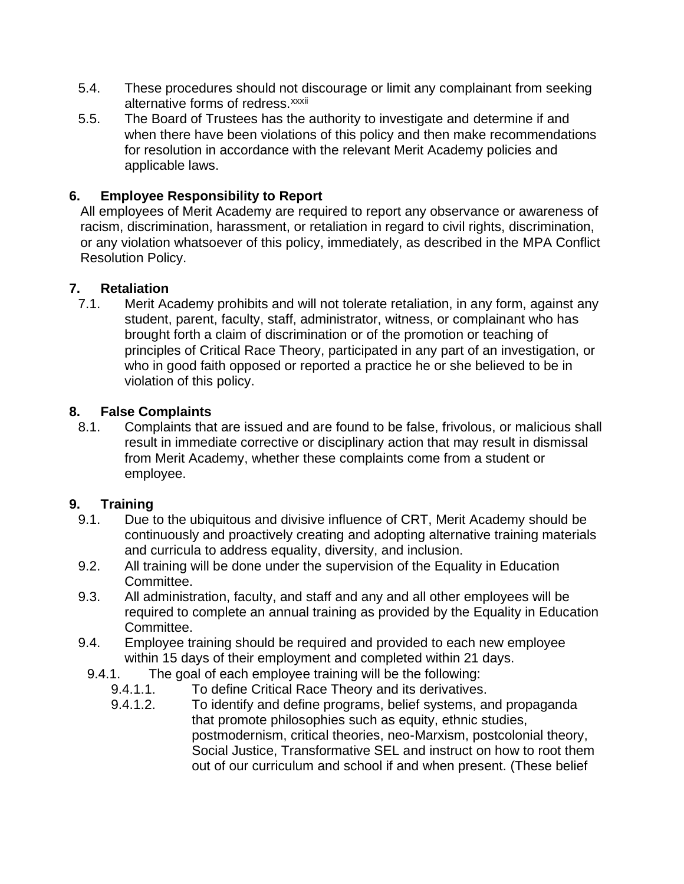5.4. These procedures should not discourage or limit any complainant from seeking alternative forms of redress.[xxxii]

5.5. The Board of Trustees has the authority to investigate and determine if and when there have been violations of this policy and then make recommendations for resolution in accordance with the relevant Merit Academy policies and applicable laws.

## 6. Employee Responsibility to Report

All employees of Merit Academy are required to report any observance or awareness of racism, discrimination, harassment, or retaliation in regard to civil rights, discrimination, or any violation whatsoever of this policy, immediately, as described in the MPA Conflict Resolution Policy.

## 7. Retaliation

7.1. Merit Academy prohibits and will not tolerate retaliation, in any form, against any student, parent, faculty, staff, administrator, witness, or complainant who has brought forth a claim of discrimination or of the promotion or teaching of principles of Critical Race Theory, participated in any part of an investigation, or who in good faith opposed or reported a practice he or she believed to be in violation of this policy.

## 8. False Complaints

8.1. Complaints that are issued and are found to be false, frivolous, or malicious shall result in immediate corrective or disciplinary action that may result in dismissal from Merit Academy, whether these complaints come from a student or employee.

## 9. Training

9.1. Due to the ubiquitous and divisive influence of CRT, Merit Academy should be continuously and proactively creating and adopting alternative training materials and curricula to address equality, diversity, and inclusion.

9.2. All training will be done under the supervision of the Equality in Education Committee.

9.3. All administration, faculty, and staff and any and all other employees will be required to complete an annual training as provided by the Equality in Education Committee.

9.4. Employee training should be required and provided to each new employee within 15 days of their employment and completed within 21 days.

9.4.1. The goal of each employee training will be the following:

9.4.1.1. To define Critical Race Theory and its derivatives.

9.4.1.2. To identify and define programs, belief systems, and propaganda that promote philosophies such as equity, ethnic studies, postmodernism, critical theories, neo-Marxism, postcolonial theory, Social Justice, Transformative SEL and instruct on how to root them out of our curriculum and school if and when present. (These belief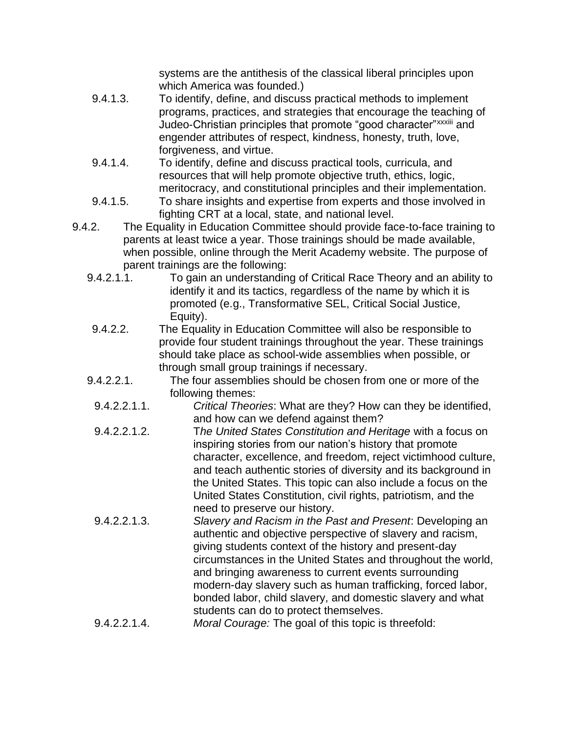systems are the antithesis of the classical liberal principles upon which America was founded.)

9.4.1.3. To identify, define, and discuss practical methods to implement programs, practices, and strategies that encourage the teaching of Judeo-Christian principles that promote "good character"[xxxiii] and engender attributes of respect, kindness, honesty, truth, love, forgiveness, and virtue.

9.4.1.4. To identify, define and discuss practical tools, curricula, and resources that will help promote objective truth, ethics, logic, meritocracy, and constitutional principles and their implementation.

9.4.1.5. To share insights and expertise from experts and those involved in fighting CRT at a local, state, and national level.

9.4.2. The Equality in Education Committee should provide face-to-face training to parents at least twice a year. Those trainings should be made available, when possible, online through the Merit Academy website. The purpose of parent trainings are the following:

9.4.2.1.1. To gain an understanding of Critical Race Theory and an ability to identify it and its tactics, regardless of the name by which it is promoted (e.g., Transformative SEL, Critical Social Justice, Equity).

9.4.2.2. The Equality in Education Committee will also be responsible to provide four student trainings throughout the year. These trainings should take place as school-wide assemblies when possible, or through small group trainings if necessary.

9.4.2.2.1. The four assemblies should be chosen from one or more of the following themes:

9.4.2.2.1.1. *Critical Theories*: What are they? How can they be identified, and how can we defend against them?

9.4.2.2.1.2. T*he United States Constitution and Heritage* with a focus on inspiring stories from our nation's history that promote character, excellence, and freedom, reject victimhood culture, and teach authentic stories of diversity and its background in the United States. This topic can also include a focus on the United States Constitution, civil rights, patriotism, and the need to preserve our history.

9.4.2.2.1.3. *Slavery and Racism in the Past and Present*: Developing an authentic and objective perspective of slavery and racism, giving students context of the history and present-day circumstances in the United States and throughout the world, and bringing awareness to current events surrounding modern-day slavery such as human trafficking, forced labor, bonded labor, child slavery, and domestic slavery and what students can do to protect themselves.

9.4.2.2.1.4. *Moral Courage:* The goal of this topic is threefold: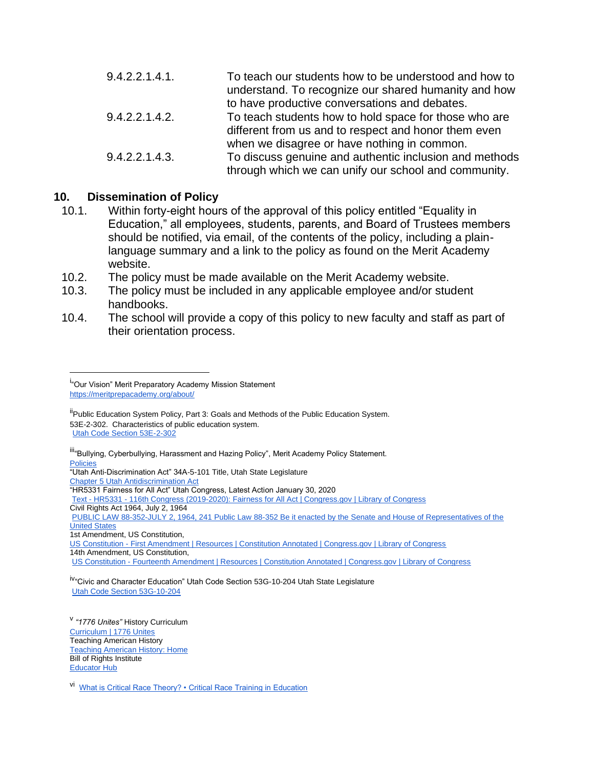9.4.2.2.1.4.1. To teach our students how to be understood and how to understand. To recognize our shared humanity and how to have productive conversations and debates.

9.4.2.2.1.4.2. To teach students how to hold space for those who are different from us and to respect and honor them even when we disagree or have nothing in common.

9.4.2.2.1.4.3. To discuss genuine and authentic inclusion and methods through which we can unify our school and community.

## 10. Dissemination of Policy

10.1. Within forty-eight hours of the approval of this policy entitled "Equality in Education," all employees, students, parents, and Board of Trustees members should be notified, via email, of the contents of the policy, including a plain-language summary and a link to the policy as found on the Merit Academy website.

10.2. The policy must be made available on the Merit Academy website.

10.3. The policy must be included in any applicable employee and/or student handbooks.

10.4. The school will provide a copy of this policy to new faculty and staff as part of their orientation process.

---

[i] "Our Vision" Merit Preparatory Academy Mission Statement
https://meritprepacademy.org/about/

[ii] Public Education System Policy, Part 3: Goals and Methods of the Public Education System.
53E-2-302. Characteristics of public education system.
Utah Code Section 53E-2-302

[iii] "Bullying, Cyberbullying, Harassment and Hazing Policy", Merit Academy Policy Statement.
Policies
"Utah Anti-Discrimination Act" 34A-5-101 Title, Utah State Legislature
Chapter 5 Utah Antidiscrimination Act
"HR5331 Fairness for All Act" Utah Congress, Latest Action January 30, 2020
Text - HR5331 - 116th Congress (2019-2020): Fairness for All Act | Congress.gov | Library of Congress
Civil Rights Act 1964, July 2, 1964
PUBLIC LAW 88-352-JULY 2, 1964, 241 Public Law 88-352 Be it enacted by the Senate and House of Representatives of the United States
1st Amendment, US Constitution,
US Constitution - First Amendment | Resources | Constitution Annotated | Congress.gov | Library of Congress
14th Amendment, US Constitution,
US Constitution - Fourteenth Amendment | Resources | Constitution Annotated | Congress.gov | Library of Congress

[iv] "Civic and Character Education" Utah Code Section 53G-10-204 Utah State Legislature
Utah Code Section 53G-10-204

[v] *"1776 Unites"* History Curriculum
Curriculum | 1776 Unites
Teaching American History
Teaching American History: Home
Bill of Rights Institute
Educator Hub

[vi] What is Critical Race Theory? • Critical Race Training in Education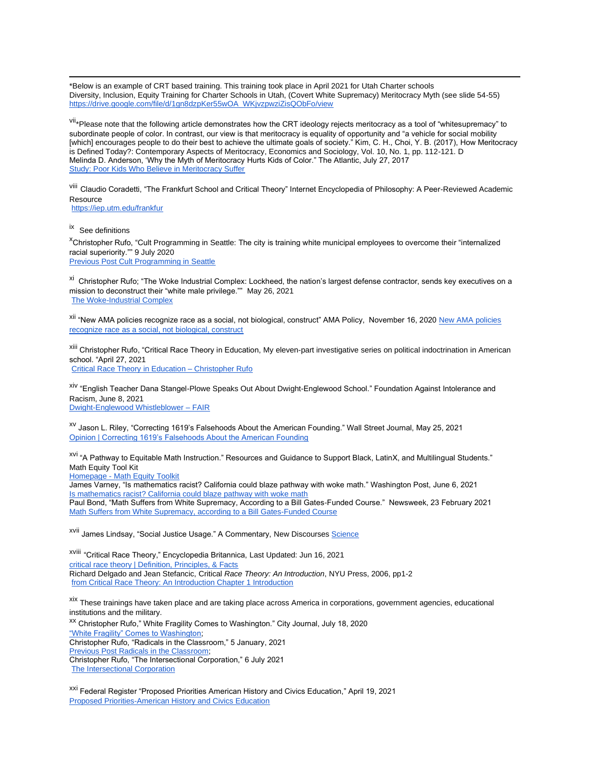---

*Below is an example of CRT based training. This training took place in April 2021 for Utah Charter schools
Diversity, Inclusion, Equity Training for Charter Schools in Utah, (Covert White Supremacy) Meritocracy Myth (see slide 54-55)
https://drive.google.com/file/d/1gn8dzpKer55wOA_WKjvzpwziZisQObFo/view

[vii] *Please note that the following article demonstrates how the CRT ideology rejects meritocracy as a tool of "whitesupremacy" to subordinate people of color. In contrast, our view is that meritocracy is equality of opportunity and "a vehicle for social mobility [which] encourages people to do their best to achieve the ultimate goals of society." Kim, C. H., Choi, Y. B. (2017), How Meritocracy is Defined Today?: Contemporary Aspects of Meritocracy, Economics and Sociology, Vol. 10, No. 1, pp. 112-121. D
Melinda D. Anderson, 'Why the Myth of Meritocracy Hurts Kids of Color." The Atlantic, July 27, 2017
Study: Poor Kids Who Believe in Meritocracy Suffer

[viii] Claudio Coradetti, "The Frankfurt School and Critical Theory" Internet Encyclopedia of Philosophy: A Peer-Reviewed Academic Resource
https://iep.utm.edu/frankfur

[ix] See definitions

[x] Christopher Rufo, "Cult Programming in Seattle: The city is training white municipal employees to overcome their "internalized racial superiority."" 9 July 2020
Previous Post Cult Programming in Seattle

[xi] Christopher Rufo; "The Woke Industrial Complex: Lockheed, the nation's largest defense contractor, sends key executives on a mission to deconstruct their "white male privilege."" May 26, 2021
The Woke-Industrial Complex

[xii] "New AMA policies recognize race as a social, not biological, construct" AMA Policy, November 16, 2020 New AMA policies recognize race as a social, not biological, construct

[xiii] Christopher Rufo, "Critical Race Theory in Education, My eleven-part investigative series on political indoctrination in American school. "April 27, 2021
Critical Race Theory in Education – Christopher Rufo

[xiv] "English Teacher Dana Stangel-Plowe Speaks Out About Dwight-Englewood School." Foundation Against Intolerance and Racism, June 8, 2021
Dwight-Englewood Whistleblower – FAIR

[xv] Jason L. Riley, "Correcting 1619's Falsehoods About the American Founding." Wall Street Journal, May 25, 2021
Opinion | Correcting 1619's Falsehoods About the American Founding

[xvi] "A Pathway to Equitable Math Instruction." Resources and Guidance to Support Black, LatinX, and Multilingual Students." Math Equity Tool Kit
Homepage - Math Equity Toolkit
James Varney, "Is mathematics racist? California could blaze pathway with woke math." Washington Post, June 6, 2021
Is mathematics racist? California could blaze pathway with woke math
Paul Bond, "Math Suffers from White Supremacy, According to a Bill Gates-Funded Course." Newsweek, 23 February 2021
Math Suffers from White Supremacy, according to a Bill Gates-Funded Course

[xvii] James Lindsay, "Social Justice Usage." A Commentary, New Discourses Science

[xviii] "Critical Race Theory," Encyclopedia Britannica, Last Updated: Jun 16, 2021
critical race theory | Definition, Principles, & Facts
Richard Delgado and Jean Stefancic, Critical *Race Theory: An Introduction*, NYU Press, 2006, pp1-2
from Critical Race Theory: An Introduction Chapter 1 Introduction

[xix] These trainings have taken place and are taking place across America in corporations, government agencies, educational institutions and the military.

[xx] Christopher Rufo," White Fragility Comes to Washington." City Journal, July 18, 2020
"White Fragility" Comes to Washington;
Christopher Rufo, "Radicals in the Classroom," 5 January, 2021
Previous Post Radicals in the Classroom;
Christopher Rufo, "The Intersectional Corporation," 6 July 2021
The Intersectional Corporation

[xxi] Federal Register "Proposed Priorities American History and Civics Education," April 19, 2021
Proposed Priorities-American History and Civics Education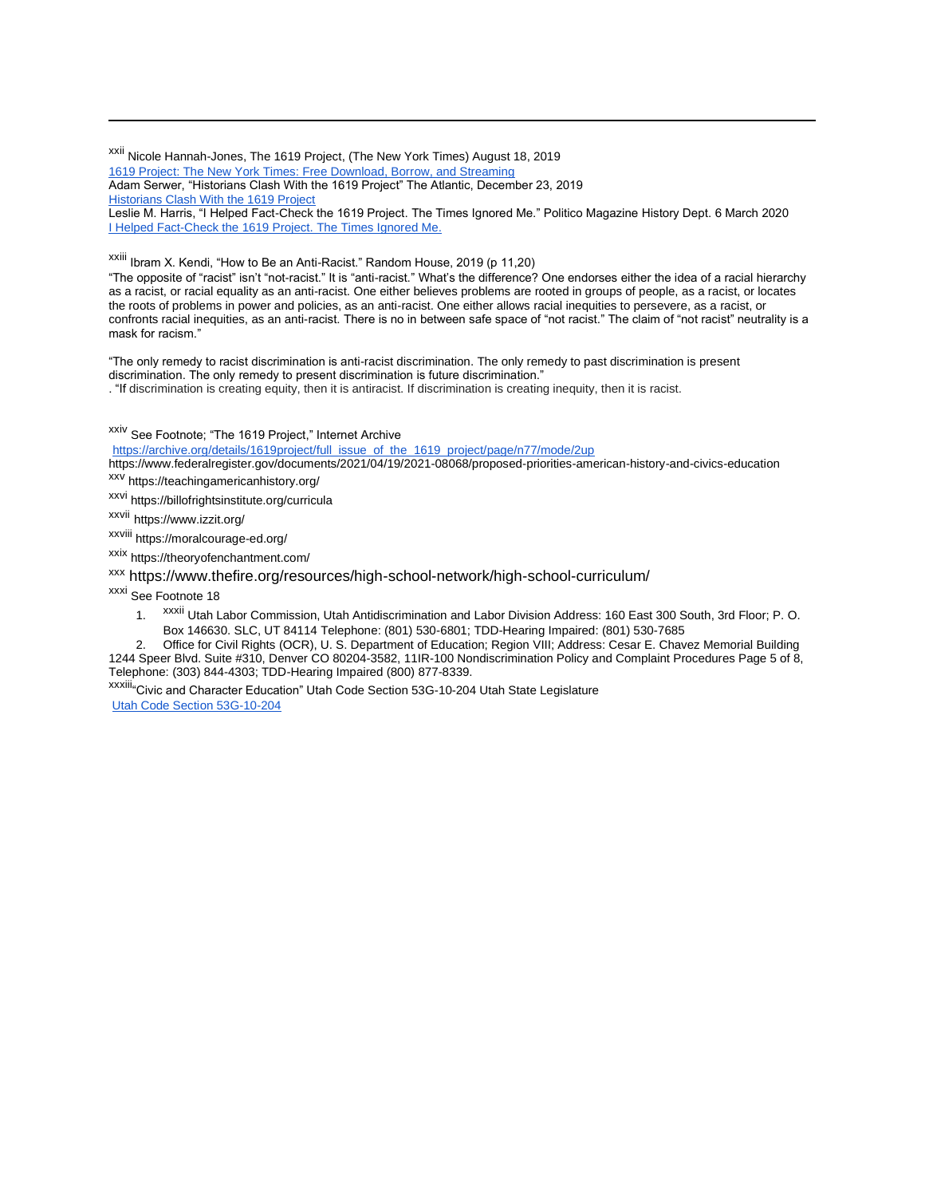[xxii] Nicole Hannah-Jones, The 1619 Project, (The New York Times) August 18, 2019
1619 Project: The New York Times: Free Download, Borrow, and Streaming
Adam Serwer, "Historians Clash With the 1619 Project" The Atlantic, December 23, 2019
Historians Clash With the 1619 Project
Leslie M. Harris, "I Helped Fact-Check the 1619 Project. The Times Ignored Me." Politico Magazine History Dept. 6 March 2020
I Helped Fact-Check the 1619 Project. The Times Ignored Me.

[xxiii] Ibram X. Kendi, "How to Be an Anti-Racist." Random House, 2019 (p 11,20)
"The opposite of "racist" isn't "not-racist." It is "anti-racist." What's the difference? One endorses either the idea of a racial hierarchy as a racist, or racial equality as an anti-racist. One either believes problems are rooted in groups of people, as a racist, or locates the roots of problems in power and policies, as an anti-racist. One either allows racial inequities to persevere, as a racist, or confronts racial inequities, as an anti-racist. There is no in between safe space of "not racist." The claim of "not racist" neutrality is a mask for racism."

"The only remedy to racist discrimination is anti-racist discrimination. The only remedy to past discrimination is present discrimination. The only remedy to present discrimination is future discrimination."
. "If discrimination is creating equity, then it is antiracist. If discrimination is creating inequity, then it is racist.

[xxiv] See Footnote; "The 1619 Project," Internet Archive
https://archive.org/details/1619project/full_issue_of_the_1619_project/page/n77/mode/2up
https://www.federalregister.gov/documents/2021/04/19/2021-08068/proposed-priorities-american-history-and-civics-education

[xxv] https://teachingamericanhistory.org/

[xxvi] https://billofrightsinstitute.org/curricula

[xxvii] https://www.izzit.org/

[xxviii] https://moralcourage-ed.org/

[xxix] https://theoryofenchantment.com/

[xxx] https://www.thefire.org/resources/high-school-network/high-school-curriculum/

[xxxi] See Footnote 18

1. [xxxii] Utah Labor Commission, Utah Antidiscrimination and Labor Division Address: 160 East 300 South, 3rd Floor; P. O. Box 146630. SLC, UT 84114 Telephone: (801) 530-6801; TDD-Hearing Impaired: (801) 530-7685
2. Office for Civil Rights (OCR), U. S. Department of Education; Region VIII; Address: Cesar E. Chavez Memorial Building 1244 Speer Blvd. Suite #310, Denver CO 80204-3582, 11IR-100 Nondiscrimination Policy and Complaint Procedures Page 5 of 8, Telephone: (303) 844-4303; TDD-Hearing Impaired (800) 877-8339.

[xxxiii] "Civic and Character Education" Utah Code Section 53G-10-204 Utah State Legislature
Utah Code Section 53G-10-204